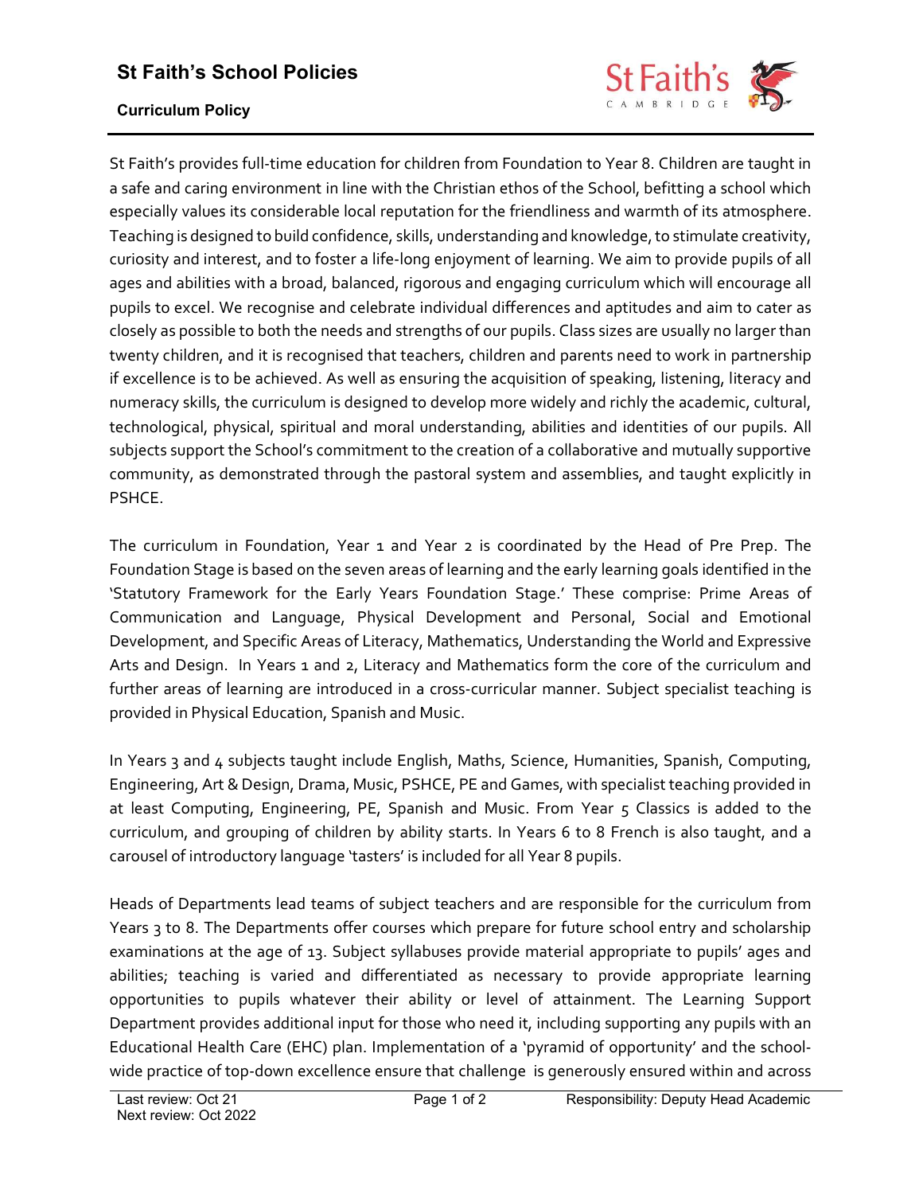# St Faith's School Policies

## Curriculum Policy

St Faith's provides full-time education for children from Foundation to Year 8. Children are taught in a safe and caring environment in line with the Christian ethos of the School, befitting a school which especially values its considerable local reputation for the friendliness and warmth of its atmosphere. Teaching is designed to build confidence, skills, understanding and knowledge, to stimulate creativity, curiosity and interest, and to foster a life-long enjoyment of learning. We aim to provide pupils of all ages and abilities with a broad, balanced, rigorous and engaging curriculum which will encourage all pupils to excel. We recognise and celebrate individual differences and aptitudes and aim to cater as closely as possible to both the needs and strengths of our pupils. Class sizes are usually no larger than twenty children, and it is recognised that teachers, children and parents need to work in partnership if excellence is to be achieved. As well as ensuring the acquisition of speaking, listening, literacy and numeracy skills, the curriculum is designed to develop more widely and richly the academic, cultural, technological, physical, spiritual and moral understanding, abilities and identities of our pupils. All subjects support the School's commitment to the creation of a collaborative and mutually supportive community, as demonstrated through the pastoral system and assemblies, and taught explicitly in PSHCE.

The curriculum in Foundation, Year 1 and Year 2 is coordinated by the Head of Pre Prep. The Foundation Stage is based on the seven areas of learning and the early learning goals identified in the 'Statutory Framework for the Early Years Foundation Stage.' These comprise: Prime Areas of Communication and Language, Physical Development and Personal, Social and Emotional Development, and Specific Areas of Literacy, Mathematics, Understanding the World and Expressive Arts and Design. In Years 1 and 2, Literacy and Mathematics form the core of the curriculum and further areas of learning are introduced in a cross-curricular manner. Subject specialist teaching is provided in Physical Education, Spanish and Music.

In Years 3 and 4 subjects taught include English, Maths, Science, Humanities, Spanish, Computing, Engineering, Art & Design, Drama, Music, PSHCE, PE and Games, with specialist teaching provided in at least Computing, Engineering, PE, Spanish and Music. From Year 5 Classics is added to the curriculum, and grouping of children by ability starts. In Years 6 to 8 French is also taught, and a carousel of introductory language 'tasters' is included for all Year 8 pupils.

Heads of Departments lead teams of subject teachers and are responsible for the curriculum from Years 3 to 8. The Departments offer courses which prepare for future school entry and scholarship examinations at the age of 13. Subject syllabuses provide material appropriate to pupils' ages and abilities; teaching is varied and differentiated as necessary to provide appropriate learning opportunities to pupils whatever their ability or level of attainment. The Learning Support Department provides additional input for those who need it, including supporting any pupils with an Educational Health Care (EHC) plan. Implementation of a 'pyramid of opportunity' and the school-wide practice of top-down excellence ensure that challenge is generously ensured within and across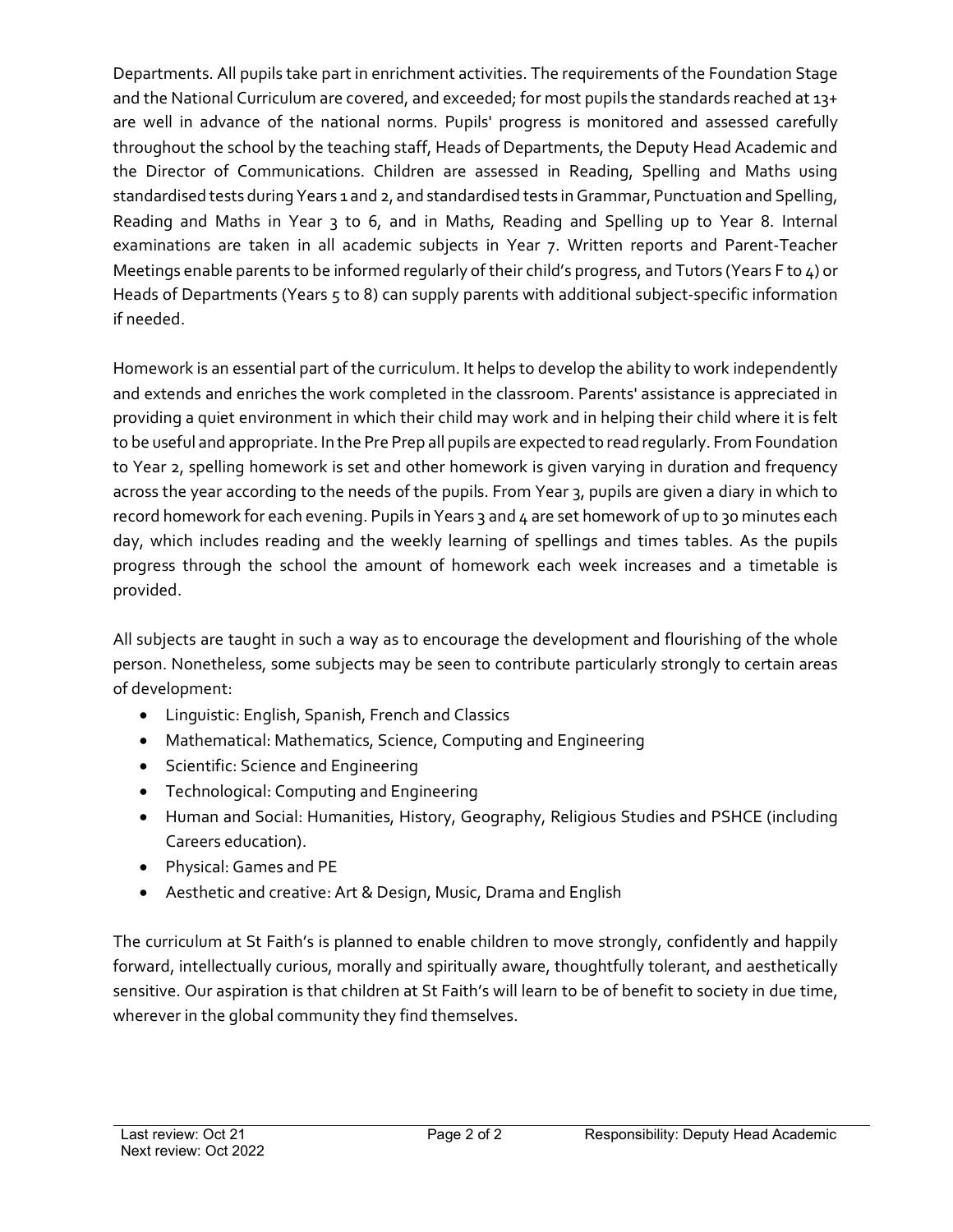Departments. All pupils take part in enrichment activities. The requirements of the Foundation Stage and the National Curriculum are covered, and exceeded; for most pupils the standards reached at 13+ are well in advance of the national norms. Pupils' progress is monitored and assessed carefully throughout the school by the teaching staff, Heads of Departments, the Deputy Head Academic and the Director of Communications. Children are assessed in Reading, Spelling and Maths using standardised tests during Years 1 and 2, and standardised tests in Grammar, Punctuation and Spelling, Reading and Maths in Year 3 to 6, and in Maths, Reading and Spelling up to Year 8. Internal examinations are taken in all academic subjects in Year 7. Written reports and Parent-Teacher Meetings enable parents to be informed regularly of their child's progress, and Tutors (Years F to 4) or Heads of Departments (Years 5 to 8) can supply parents with additional subject-specific information if needed.

Homework is an essential part of the curriculum. It helps to develop the ability to work independently and extends and enriches the work completed in the classroom. Parents' assistance is appreciated in providing a quiet environment in which their child may work and in helping their child where it is felt to be useful and appropriate. In the Pre Prep all pupils are expected to read regularly. From Foundation to Year 2, spelling homework is set and other homework is given varying in duration and frequency across the year according to the needs of the pupils. From Year 3, pupils are given a diary in which to record homework for each evening. Pupils in Years 3 and 4 are set homework of up to 30 minutes each day, which includes reading and the weekly learning of spellings and times tables. As the pupils progress through the school the amount of homework each week increases and a timetable is provided.

All subjects are taught in such a way as to encourage the development and flourishing of the whole person. Nonetheless, some subjects may be seen to contribute particularly strongly to certain areas of development:

- Linguistic: English, Spanish, French and Classics
- Mathematical: Mathematics, Science, Computing and Engineering
- Scientific: Science and Engineering
- Technological: Computing and Engineering
- Human and Social: Humanities, History, Geography, Religious Studies and PSHCE (including Careers education).
- Physical: Games and PE
- Aesthetic and creative: Art & Design, Music, Drama and English

The curriculum at St Faith's is planned to enable children to move strongly, confidently and happily forward, intellectually curious, morally and spiritually aware, thoughtfully tolerant, and aesthetically sensitive. Our aspiration is that children at St Faith's will learn to be of benefit to society in due time, wherever in the global community they find themselves.